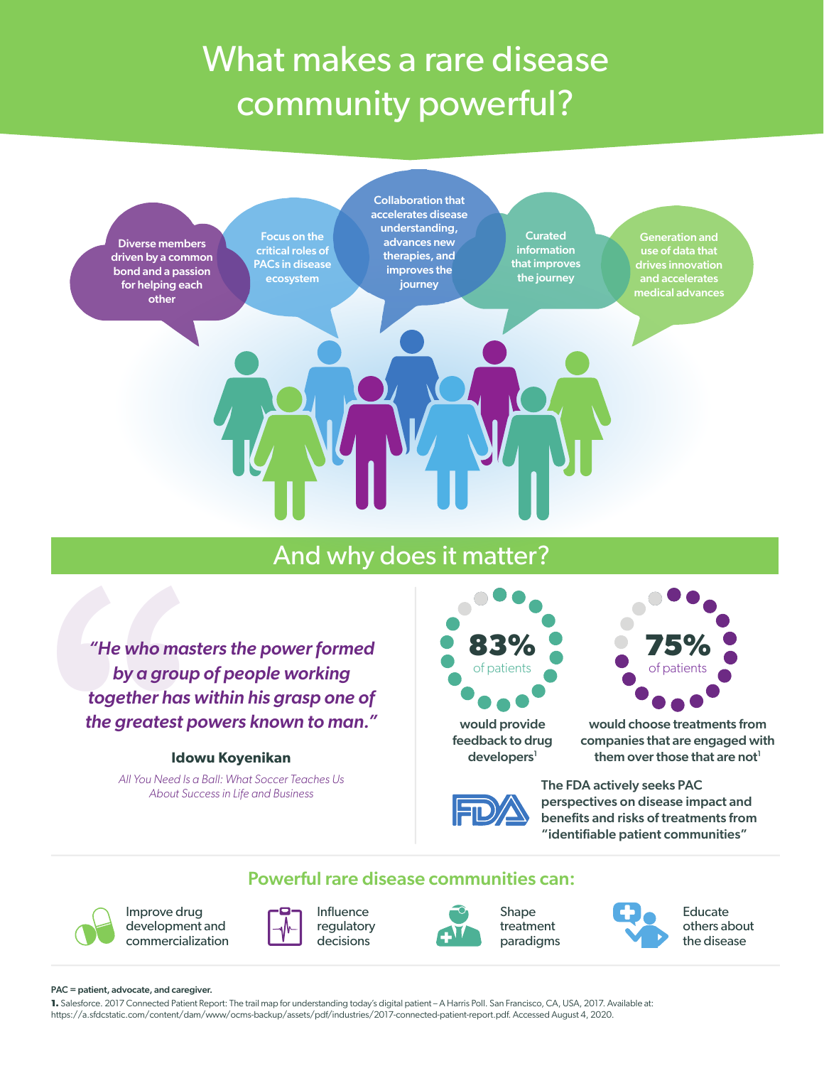# What makes a rare disease community powerful?

- Diverse members driven by a common bond and a passion for helping each other
- Focus on the critical roles of PACs in disease ecosystem
- Collaboration that accelerates disease understanding, advances new therapies, and improves the journey
- Curated information that improves the journey
- Generation and use of data that drives innovation and accelerates medical advances

## And why does it matter?

*"He who masters the power formed by a group of people working together has within his grasp one of the greatest powers known to man."*

**Idowu Koyenikan**

*All You Need Is a Ball: What Soccer Teaches Us About Success in Life and Business*

**83%** of patients would provide feedback to drug developers[1]

**75%** of patients would choose treatments from companies that are engaged with them over those that are not[1]

The FDA actively seeks PAC perspectives on disease impact and benefits and risks of treatments from "identifiable patient communities"

## Powerful rare disease communities can:

- Improve drug development and commercialization
- Influence regulatory decisions
- Shape treatment paradigms
- Educate others about the disease

**PAC = patient, advocate, and caregiver.**

**1.** Salesforce. 2017 Connected Patient Report: The trail map for understanding today's digital patient – A Harris Poll. San Francisco, CA, USA, 2017. Available at: https://a.sfdcstatic.com/content/dam/www/ocms-backup/assets/pdf/industries/2017-connected-patient-report.pdf. Accessed August 4, 2020.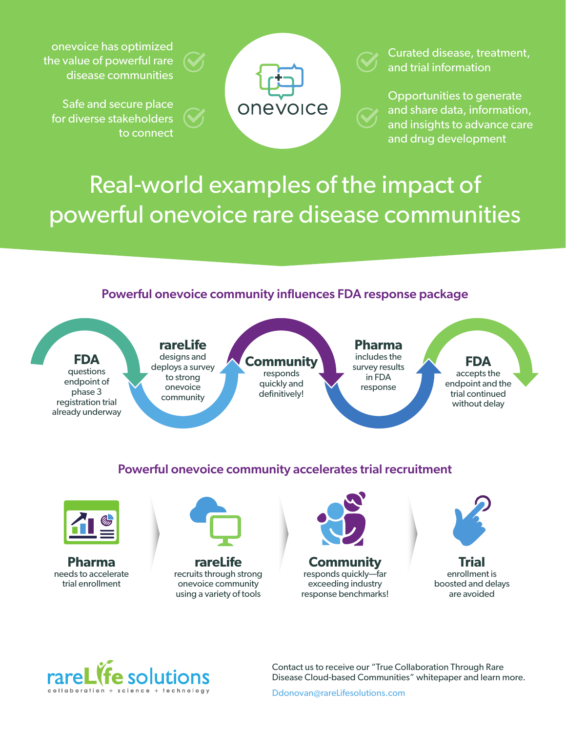onevoice has optimized the value of powerful rare disease communities

Safe and secure place for diverse stakeholders to connect

onevoice

Curated disease, treatment, and trial information

Opportunities to generate and share data, information, and insights to advance care and drug development

# Real-world examples of the impact of powerful onevoice rare disease communities

## Powerful onevoice community influences FDA response package

**FDA** questions endpoint of phase 3 registration trial already underway

**rareLife** designs and deploys a survey to strong onevoice community

**Community** responds quickly and definitively!

**Pharma** includes the survey results in FDA response

**FDA** accepts the endpoint and the trial continued without delay

## Powerful onevoice community accelerates trial recruitment

**Pharma** needs to accelerate trial enrollment

**rareLife** recruits through strong onevoice community using a variety of tools

**Community** responds quickly—far exceeding industry response benchmarks!

**Trial** enrollment is boosted and delays are avoided

rareLife solutions
collaboration + science + technology

Contact us to receive our "True Collaboration Through Rare Disease Cloud-based Communities" whitepaper and learn more.

Ddonovan@rareLifesolutions.com